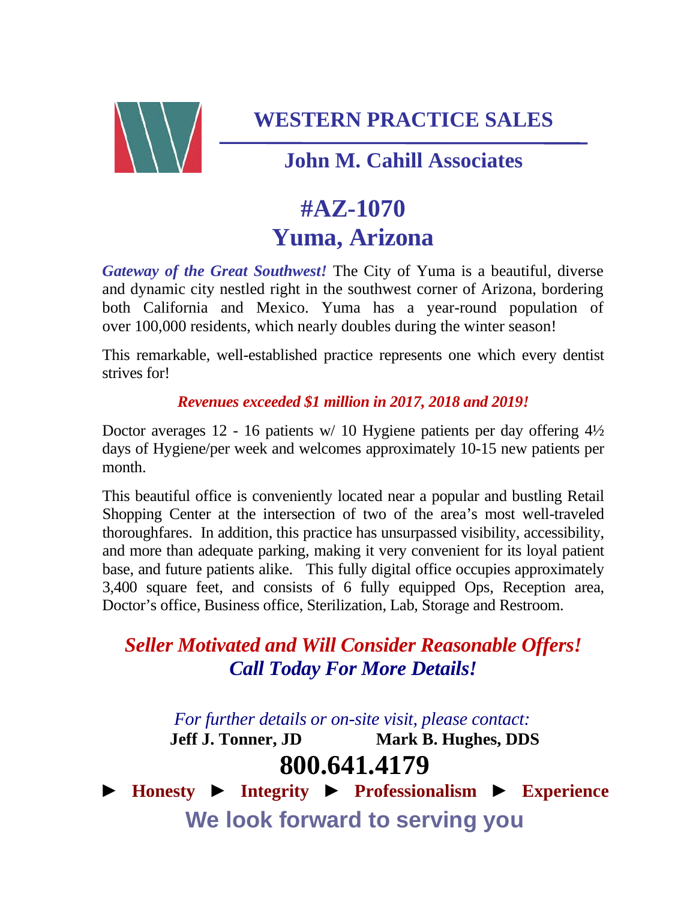# WESTERN PRACTICE SALES

## John M. Cahill Associates

# #AZ-1070
# Yuma, Arizona

***Gateway of the Great Southwest!*** The City of Yuma is a beautiful, diverse and dynamic city nestled right in the southwest corner of Arizona, bordering both California and Mexico. Yuma has a year-round population of over 100,000 residents, which nearly doubles during the winter season!

This remarkable, well-established practice represents one which every dentist strives for!

***Revenues exceeded $1 million in 2017, 2018 and 2019!***

Doctor averages 12 - 16 patients w/ 10 Hygiene patients per day offering 4½ days of Hygiene/per week and welcomes approximately 10-15 new patients per month.

This beautiful office is conveniently located near a popular and bustling Retail Shopping Center at the intersection of two of the area's most well-traveled thoroughfares. In addition, this practice has unsurpassed visibility, accessibility, and more than adequate parking, making it very convenient for its loyal patient base, and future patients alike. This fully digital office occupies approximately 3,400 square feet, and consists of 6 fully equipped Ops, Reception area, Doctor's office, Business office, Sterilization, Lab, Storage and Restroom.

***Seller Motivated and Will Consider Reasonable Offers!***
***Call Today For More Details!***

*For further details or on-site visit, please contact:*

**Jeff J. Tonner, JD** **Mark B. Hughes, DDS**

# 800.641.4179

► **Honesty** ► **Integrity** ► **Professionalism** ► **Experience**

**We look forward to serving you**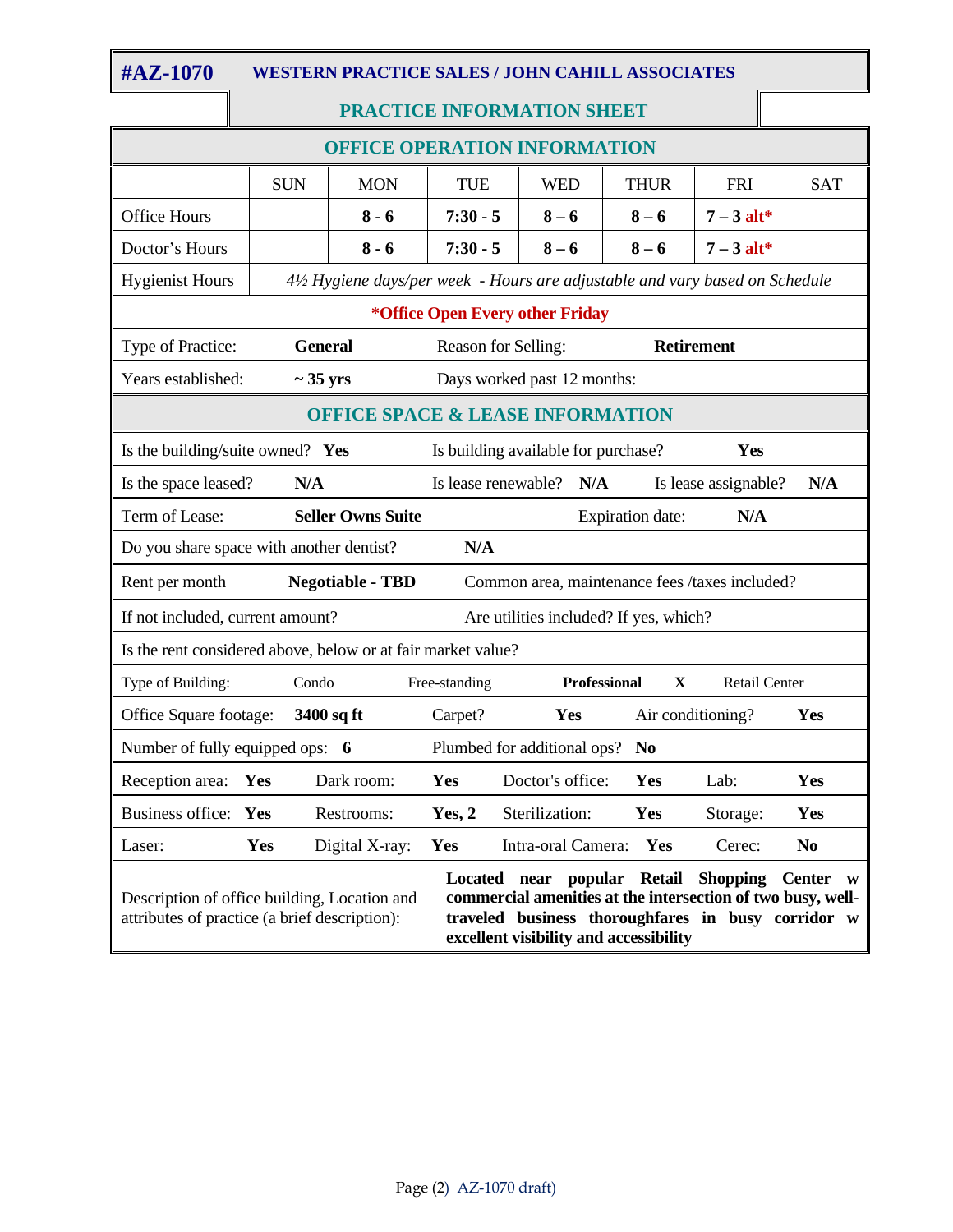# #AZ-1070 WESTERN PRACTICE SALES / JOHN CAHILL ASSOCIATES

## PRACTICE INFORMATION SHEET

### OFFICE OPERATION INFORMATION

| | SUN | MON | TUE | WED | THUR | FRI | SAT |
|---|---|---|---|---|---|---|---|
| Office Hours | | **8 - 6** | **7:30 - 5** | **8 – 6** | **8 – 6** | **7 – 3 alt*** | |
| Doctor's Hours | | **8 - 6** | **7:30 - 5** | **8 – 6** | **8 – 6** | **7 – 3 alt*** | |
| Hygienist Hours | *4½ Hygiene days/per week - Hours are adjustable and vary based on Schedule* | | | | | | |

**\*Office Open Every other Friday**

| | | | |
|---|---|---|---|
| Type of Practice: | **General** | Reason for Selling: | **Retirement** |
| Years established: | **~ 35 yrs** | Days worked past 12 months: | |

### OFFICE SPACE & LEASE INFORMATION

| | | | | | |
|---|---|---|---|---|---|
| Is the building/suite owned? | **Yes** | Is building available for purchase? | **Yes** | | |
| Is the space leased? | **N/A** | Is lease renewable? | **N/A** | Is lease assignable? | **N/A** |
| Term of Lease: | **Seller Owns Suite** | Expiration date: | **N/A** | | |
| Do you share space with another dentist? | **N/A** | | | | |
| Rent per month | **Negotiable - TBD** | Common area, maintenance fees /taxes included? | | | |
| If not included, current amount? | | Are utilities included? If yes, which? | | | |
| Is the rent considered above, below or at fair market value? | | | | | |

| | | | | |
|---|---|---|---|---|
| Type of Building: | Condo | Free-standing | **Professional** **X** | Retail Center |

| | | | | | | | |
|---|---|---|---|---|---|---|---|
| Office Square footage: | **3400 sq ft** | Carpet? | **Yes** | Air conditioning? | **Yes** | | |
| Number of fully equipped ops: | **6** | Plumbed for additional ops? | **No** | | | | |
| Reception area: | **Yes** | Dark room: | **Yes** | Doctor's office: | **Yes** | Lab: | **Yes** |
| Business office: | **Yes** | Restrooms: | **Yes, 2** | Sterilization: | **Yes** | Storage: | **Yes** |
| Laser: | **Yes** | Digital X-ray: | **Yes** | Intra-oral Camera: | **Yes** | Cerec: | **No** |

| | |
|---|---|
| Description of office building, Location and attributes of practice (a brief description): | **Located near popular Retail Shopping Center w commercial amenities at the intersection of two busy, well-traveled business thoroughfares in busy corridor w excellent visibility and accessibility** |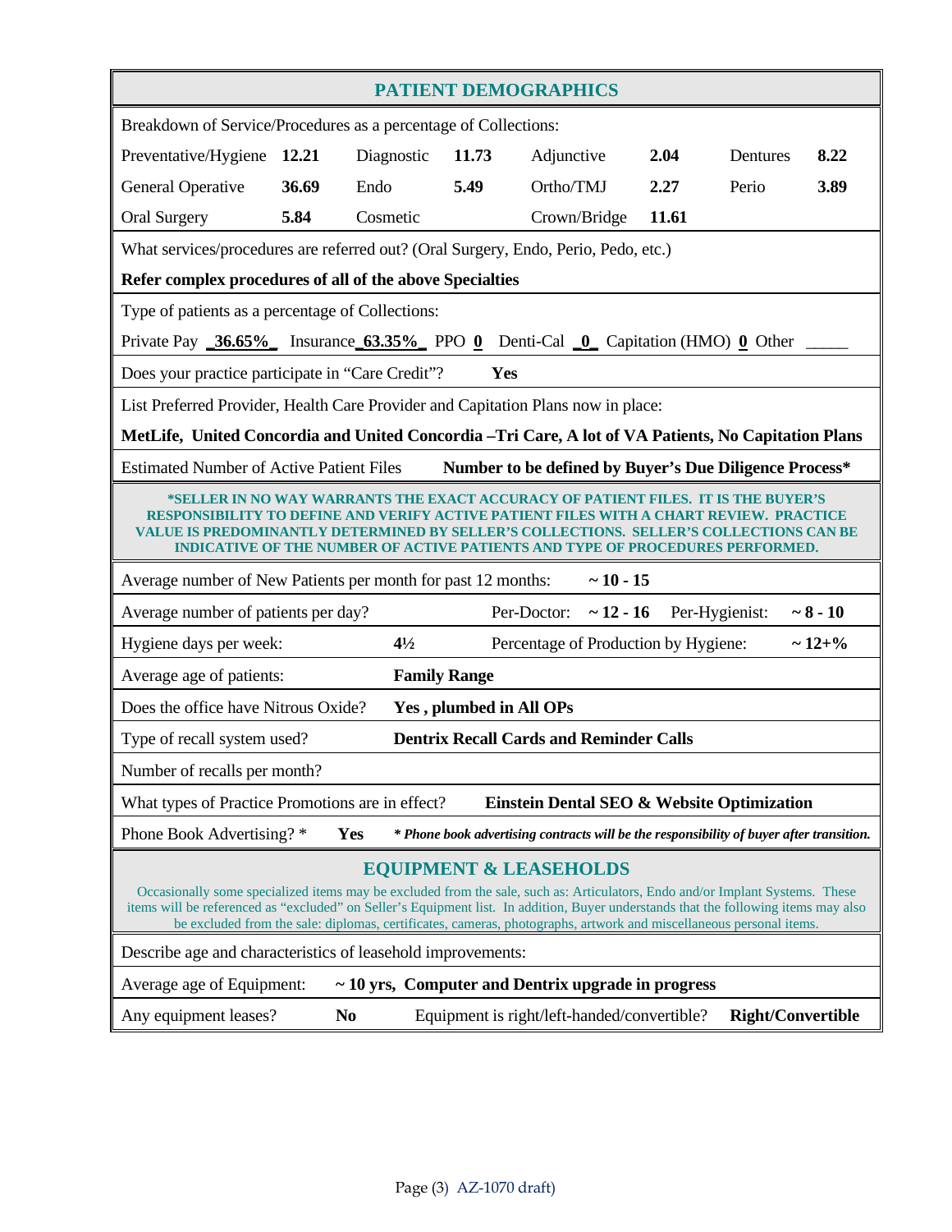## PATIENT DEMOGRAPHICS

Breakdown of Service/Procedures as a percentage of Collections:

| | | | | | | | |
|---|---|---|---|---|---|---|---|
| Preventative/Hygiene | **12.21** | Diagnostic | **11.73** | Adjunctive | **2.04** | Dentures | **8.22** |
| General Operative | **36.69** | Endo | **5.49** | Ortho/TMJ | **2.27** | Perio | **3.89** |
| Oral Surgery | **5.84** | Cosmetic | | Crown/Bridge | **11.61** | | |

What services/procedures are referred out? (Oral Surgery, Endo, Perio, Pedo, etc.)

**Refer complex procedures of all of the above Specialties**

Type of patients as a percentage of Collections:

Private Pay **_36.65%_** Insurance**_63.35%_** PPO **0** Denti-Cal **_0_** Capitation (HMO) **0** Other _____

Does your practice participate in "Care Credit"? **Yes**

List Preferred Provider, Health Care Provider and Capitation Plans now in place:

**MetLife, United Concordia and United Concordia –Tri Care, A lot of VA Patients, No Capitation Plans**

Estimated Number of Active Patient Files **Number to be defined by Buyer's Due Diligence Process***

**\*SELLER IN NO WAY WARRANTS THE EXACT ACCURACY OF PATIENT FILES. IT IS THE BUYER'S RESPONSIBILITY TO DEFINE AND VERIFY ACTIVE PATIENT FILES WITH A CHART REVIEW. PRACTICE VALUE IS PREDOMINANTLY DETERMINED BY SELLER'S COLLECTIONS. SELLER'S COLLECTIONS CAN BE INDICATIVE OF THE NUMBER OF ACTIVE PATIENTS AND TYPE OF PROCEDURES PERFORMED.**

Average number of New Patients per month for past 12 months: **~ 10 - 15**

Average number of patients per day? Per-Doctor: **~ 12 - 16** Per-Hygienist: **~ 8 - 10**

Hygiene days per week: **4½** Percentage of Production by Hygiene: **~ 12+%**

Average age of patients: **Family Range**

Does the office have Nitrous Oxide? **Yes , plumbed in All OPs**

Type of recall system used? **Dentrix Recall Cards and Reminder Calls**

Number of recalls per month?

What types of Practice Promotions are in effect? **Einstein Dental SEO & Website Optimization**

Phone Book Advertising? * **Yes** ***\* Phone book advertising contracts will be the responsibility of buyer after transition.***

## EQUIPMENT & LEASEHOLDS

Occasionally some specialized items may be excluded from the sale, such as: Articulators, Endo and/or Implant Systems. These items will be referenced as "excluded" on Seller's Equipment list. In addition, Buyer understands that the following items may also be excluded from the sale: diplomas, certificates, cameras, photographs, artwork and miscellaneous personal items.

Describe age and characteristics of leasehold improvements:

Average age of Equipment: **~ 10 yrs, Computer and Dentrix upgrade in progress**

Any equipment leases? **No** Equipment is right/left-handed/convertible? **Right/Convertible**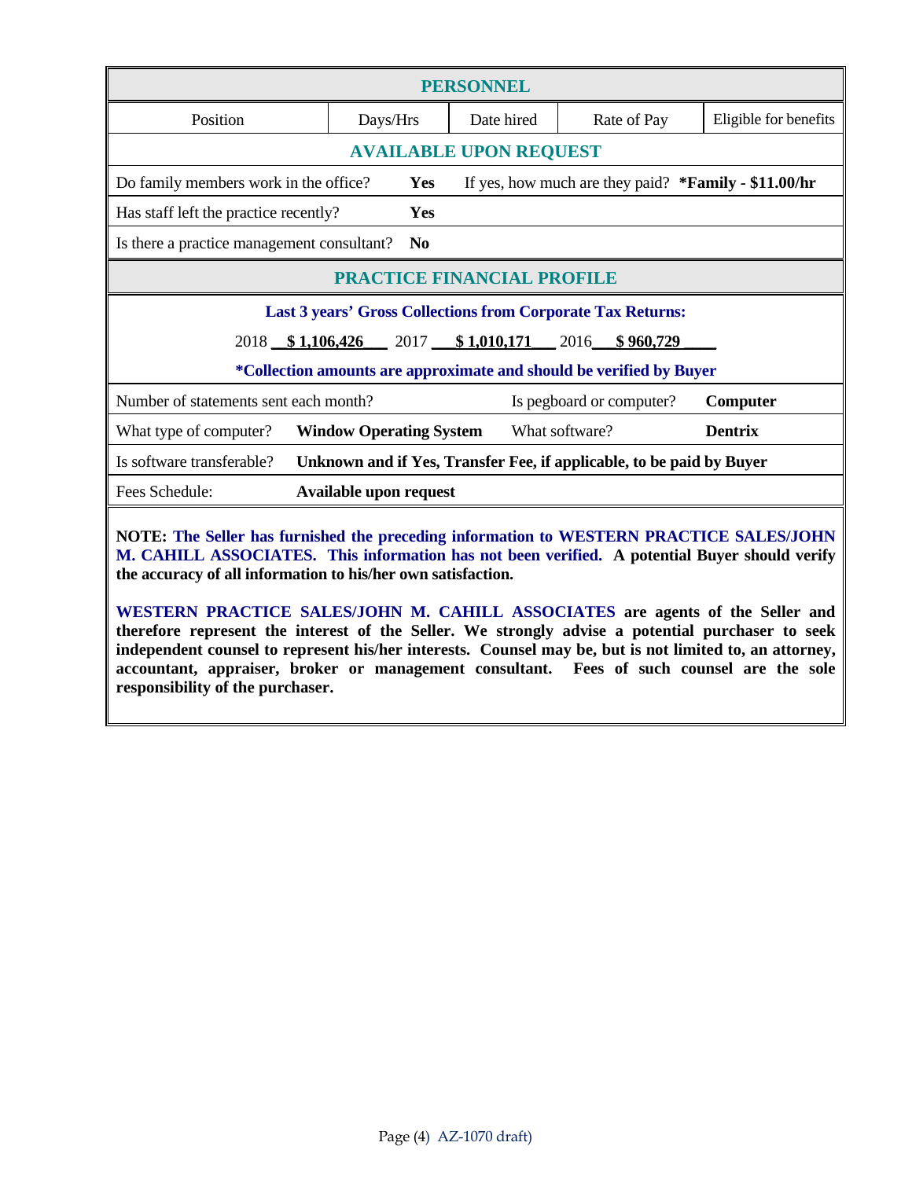## PERSONNEL

| Position | Days/Hrs | Date hired | Rate of Pay | Eligible for benefits |
|---|---|---|---|---|

**AVAILABLE UPON REQUEST**

Do family members work in the office? **Yes** If yes, how much are they paid? **\*Family - $11.00/hr**

Has staff left the practice recently? **Yes**

Is there a practice management consultant? **No**

## PRACTICE FINANCIAL PROFILE

**Last 3 years' Gross Collections from Corporate Tax Returns:**

2018 **$ 1,106,426** 2017 **$ 1,010,171** 2016 **$ 960,729**

**\*Collection amounts are approximate and should be verified by Buyer**

| | | | |
|---|---|---|---|
| Number of statements sent each month? | | Is pegboard or computer? | **Computer** |
| What type of computer? | **Window Operating System** | What software? | **Dentrix** |
| Is software transferable? | **Unknown and if Yes, Transfer Fee, if applicable, to be paid by Buyer** | | |
| Fees Schedule: | **Available upon request** | | |

**NOTE: The Seller has furnished the preceding information to WESTERN PRACTICE SALES/JOHN M. CAHILL ASSOCIATES. This information has not been verified. A potential Buyer should verify the accuracy of all information to his/her own satisfaction.**

**WESTERN PRACTICE SALES/JOHN M. CAHILL ASSOCIATES are agents of the Seller and therefore represent the interest of the Seller. We strongly advise a potential purchaser to seek independent counsel to represent his/her interests. Counsel may be, but is not limited to, an attorney, accountant, appraiser, broker or management consultant. Fees of such counsel are the sole responsibility of the purchaser.**